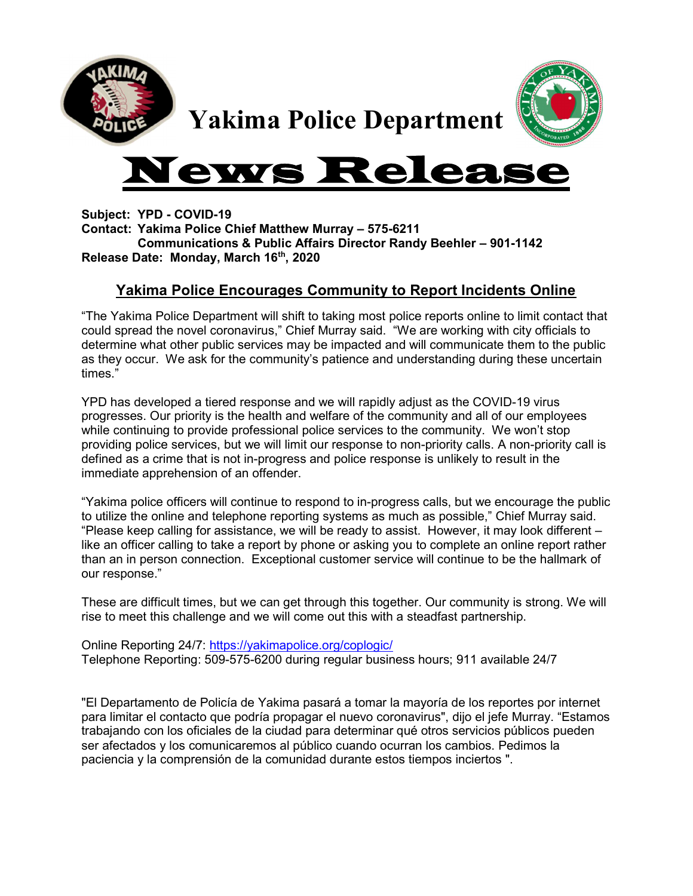# Yakima Police Department

# News Release

**Subject: YPD - COVID-19**
**Contact: Yakima Police Chief Matthew Murray – 575-6211**
**Communications & Public Affairs Director Randy Beehler – 901-1142**
**Release Date: Monday, March 16th, 2020**

## Yakima Police Encourages Community to Report Incidents Online

"The Yakima Police Department will shift to taking most police reports online to limit contact that could spread the novel coronavirus," Chief Murray said. "We are working with city officials to determine what other public services may be impacted and will communicate them to the public as they occur. We ask for the community's patience and understanding during these uncertain times."

YPD has developed a tiered response and we will rapidly adjust as the COVID-19 virus progresses. Our priority is the health and welfare of the community and all of our employees while continuing to provide professional police services to the community. We won't stop providing police services, but we will limit our response to non-priority calls. A non-priority call is defined as a crime that is not in-progress and police response is unlikely to result in the immediate apprehension of an offender.

"Yakima police officers will continue to respond to in-progress calls, but we encourage the public to utilize the online and telephone reporting systems as much as possible," Chief Murray said. "Please keep calling for assistance, we will be ready to assist. However, it may look different – like an officer calling to take a report by phone or asking you to complete an online report rather than an in person connection. Exceptional customer service will continue to be the hallmark of our response."

These are difficult times, but we can get through this together. Our community is strong. We will rise to meet this challenge and we will come out this with a steadfast partnership.

Online Reporting 24/7: https://yakimapolice.org/coplogic/
Telephone Reporting: 509-575-6200 during regular business hours; 911 available 24/7

"El Departamento de Policía de Yakima pasará a tomar la mayoría de los reportes por internet para limitar el contacto que podría propagar el nuevo coronavirus", dijo el jefe Murray. "Estamos trabajando con los oficiales de la ciudad para determinar qué otros servicios públicos pueden ser afectados y los comunicaremos al público cuando ocurran los cambios. Pedimos la paciencia y la comprensión de la comunidad durante estos tiempos inciertos ".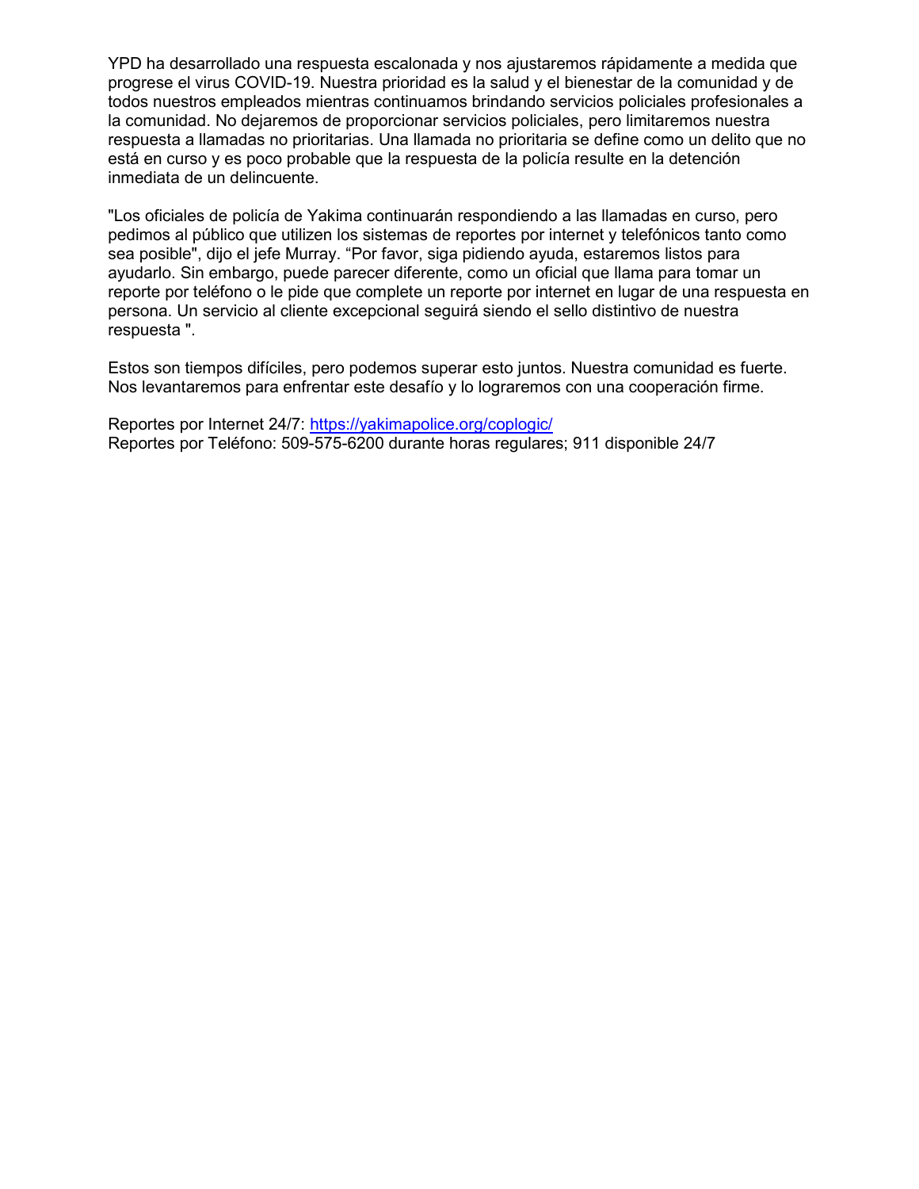YPD ha desarrollado una respuesta escalonada y nos ajustaremos rápidamente a medida que progrese el virus COVID-19. Nuestra prioridad es la salud y el bienestar de la comunidad y de todos nuestros empleados mientras continuamos brindando servicios policiales profesionales a la comunidad. No dejaremos de proporcionar servicios policiales, pero limitaremos nuestra respuesta a llamadas no prioritarias. Una llamada no prioritaria se define como un delito que no está en curso y es poco probable que la respuesta de la policía resulte en la detención inmediata de un delincuente.

"Los oficiales de policía de Yakima continuarán respondiendo a las llamadas en curso, pero pedimos al público que utilicen los sistemas de reportes por internet y telefónicos tanto como sea posible", dijo el jefe Murray. "Por favor, siga pidiendo ayuda, estaremos listos para ayudarlo. Sin embargo, puede parecer diferente, como un oficial que llama para tomar un reporte por teléfono o le pide que complete un reporte por internet en lugar de una respuesta en persona. Un servicio al cliente excepcional seguirá siendo el sello distintivo de nuestra respuesta ".

Estos son tiempos difíciles, pero podemos superar esto juntos. Nuestra comunidad es fuerte. Nos levantaremos para enfrentar este desafío y lo lograremos con una cooperación firme.

Reportes por Internet 24/7: https://yakimapolice.org/coplogic/
Reportes por Teléfono: 509-575-6200 durante horas regulares; 911 disponible 24/7